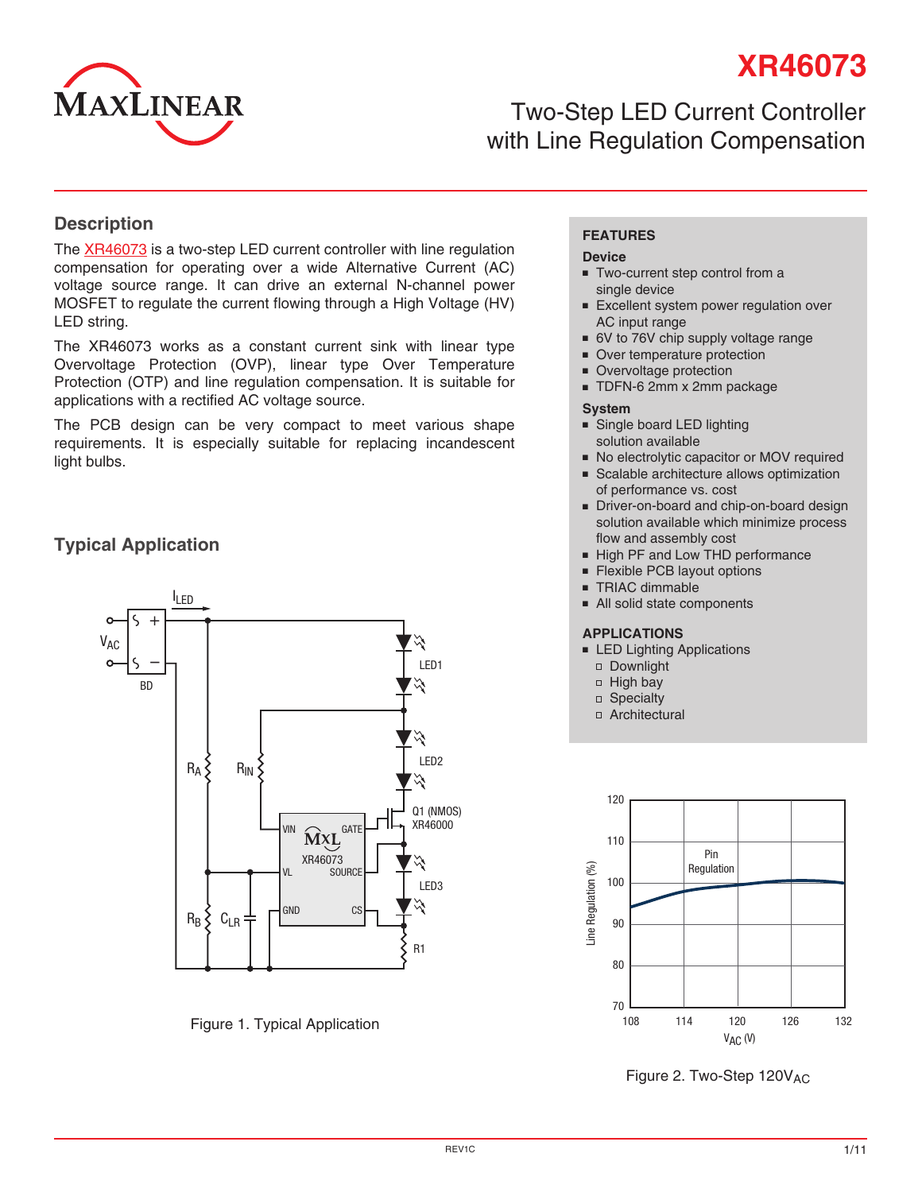# XR46073

## Two-Step LED Current Controller with Line Regulation Compensation

## Description

The XR46073 is a two-step LED current controller with line regulation compensation for operating over a wide Alternative Current (AC) voltage source range. It can drive an external N-channel power MOSFET to regulate the current flowing through a High Voltage (HV) LED string.

The XR46073 works as a constant current sink with linear type Overvoltage Protection (OVP), linear type Over Temperature Protection (OTP) and line regulation compensation. It is suitable for applications with a rectified AC voltage source.

The PCB design can be very compact to meet various shape requirements. It is especially suitable for replacing incandescent light bulbs.

## FEATURES

### Device

- Two-current step control from a single device
- Excellent system power regulation over AC input range
- 6V to 76V chip supply voltage range
- Over temperature protection
- Overvoltage protection
- TDFN-6 2mm x 2mm package

### System

- Single board LED lighting solution available
- No electrolytic capacitor or MOV required
- Scalable architecture allows optimization of performance vs. cost
- Driver-on-board and chip-on-board design solution available which minimize process flow and assembly cost
- High PF and Low THD performance
- Flexible PCB layout options
- TRIAC dimmable
- All solid state components

## APPLICATIONS

- LED Lighting Applications
  - Downlight
  - High bay
  - Specialty
  - Architectural

## Typical Application

Figure 1. Typical Application

Figure 2. Two-Step $120V_{AC}$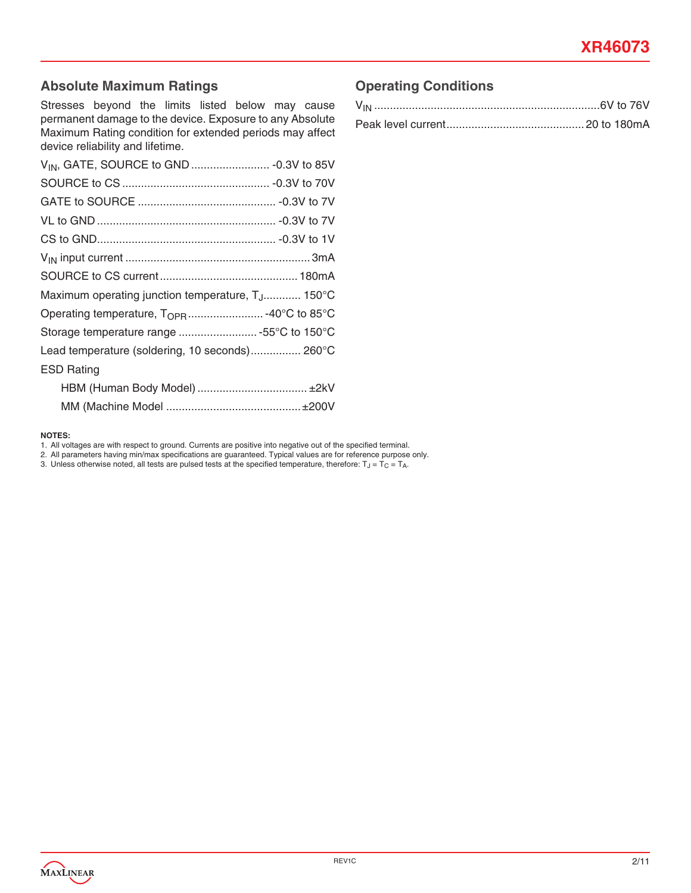## Absolute Maximum Ratings

Stresses beyond the limits listed below may cause permanent damage to the device. Exposure to any Absolute Maximum Rating condition for extended periods may affect device reliability and lifetime.

| Parameter | Rating |
|---|---|
| $V_{IN}$, GATE, SOURCE to GND | -0.3V to 85V |
| SOURCE to CS | -0.3V to 70V |
| GATE to SOURCE | -0.3V to 7V |
| VL to GND | -0.3V to 7V |
| CS to GND | -0.3V to 1V |
| $V_{IN}$ input current | 3mA |
| SOURCE to CS current | 180mA |
| Maximum operating junction temperature, $T_J$ | 150°C |
| Operating temperature, $T_{OPR}$ | -40°C to 85°C |
| Storage temperature range | -55°C to 150°C |
| Lead temperature (soldering, 10 seconds) | 260°C |
| ESD Rating | |
| HBM (Human Body Model) | ±2kV |
| MM (Machine Model | ±200V |

**NOTES:**

1. All voltages are with respect to ground. Currents are positive into negative out of the specified terminal.
2. All parameters having min/max specifications are guaranteed. Typical values are for reference purpose only.
3. Unless otherwise noted, all tests are pulsed tests at the specified temperature, therefore: $T_J = T_C = T_A$.

## Operating Conditions

| Parameter | Rating |
|---|---|
| $V_{IN}$ | 6V to 76V |
| Peak level current | 20 to 180mA |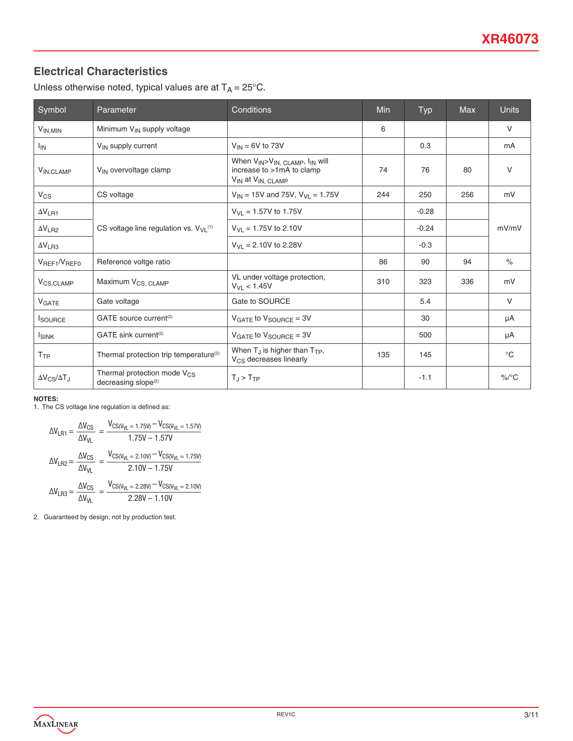## Electrical Characteristics

Unless otherwise noted, typical values are at $T_A = 25°C$.

| Symbol | Parameter | Conditions | Min | Typ | Max | Units |
|---|---|---|---|---|---|---|
| $V_{IN,MIN}$ | Minimum $V_{IN}$ supply voltage | | 6 | | | V |
| $I_{IN}$ | $V_{IN}$ supply current | $V_{IN}$ = 6V to 73V | | 0.3 | | mA |
| $V_{IN,CLAMP}$ | $V_{IN}$ overvoltage clamp | When $V_{IN}$>$V_{IN,\ CLAMP}$, $I_{IN}$ will increase to >1mA to clamp $V_{IN}$ at $V_{IN,\ CLAMP}$ | 74 | 76 | 80 | V |
| $V_{CS}$ | CS voltage | $V_{IN}$ = 15V and 75V, $V_{VL}$ = 1.75V | 244 | 250 | 256 | mV |
| $\Delta V_{LR1}$ | CS voltage line regulation vs. $V_{VL}$ [1] | $V_{VL}$ = 1.57V to 1.75V | | -0.28 | | mV/mV |
| $\Delta V_{LR2}$ | | $V_{VL}$ = 1.75V to 2.10V | | -0.24 | | |
| $\Delta V_{LR3}$ | | $V_{VL}$ = 2.10V to 2.28V | | -0.3 | | |
| $V_{REF1}/V_{REF0}$ | Reference voltge ratio | | 86 | 90 | 94 | % |
| $V_{CS,CLAMP}$ | Maximum $V_{CS,\ CLAMP}$ | VL under voltage protection, $V_{VL}$ < 1.45V | 310 | 323 | 336 | mV |
| $V_{GATE}$ | Gate voltage | Gate to SOURCE | | 5.4 | | V |
| $I_{SOURCE}$ | GATE source current[2] | $V_{GATE}$ to $V_{SOURCE}$ = 3V | | 30 | | µA |
| $I_{SINK}$ | GATE sink current[2] | $V_{GATE}$ to $V_{SOURCE}$ = 3V | | 500 | | µA |
| $T_{TP}$ | Thermal protection trip temperature[2] | When $T_J$ is higher than $T_{TP}$, $V_{CS}$ decreases linearly | 135 | 145 | | °C |
| $\Delta V_{CS}/\Delta T_J$ | Thermal protection mode $V_{CS}$ decreasing slope[2] | $T_J > T_{TP}$ | | -1.1 | | %/°C |

**NOTES:**

1. The CS voltage line regulation is defined as:

$$\Delta V_{LR1} = \frac{\Delta V_{CS}}{\Delta V_{VL}} = \frac{V_{CS(V_{VL}=1.75V)} - V_{CS(V_{VL}=1.57V)}}{1.75V - 1.57V}$$

$$\Delta V_{LR2} = \frac{\Delta V_{CS}}{\Delta V_{VL}} = \frac{V_{CS(V_{VL}=2.10V)} - V_{CS(V_{VL}=1.75V)}}{2.10V - 1.75V}$$

$$\Delta V_{LR3} = \frac{\Delta V_{CS}}{\Delta V_{VL}} = \frac{V_{CS(V_{VL}=2.28V)} - V_{CS(V_{VL}=2.10V)}}{2.28V - 1.10V}$$

2. Guaranteed by design, not by production test.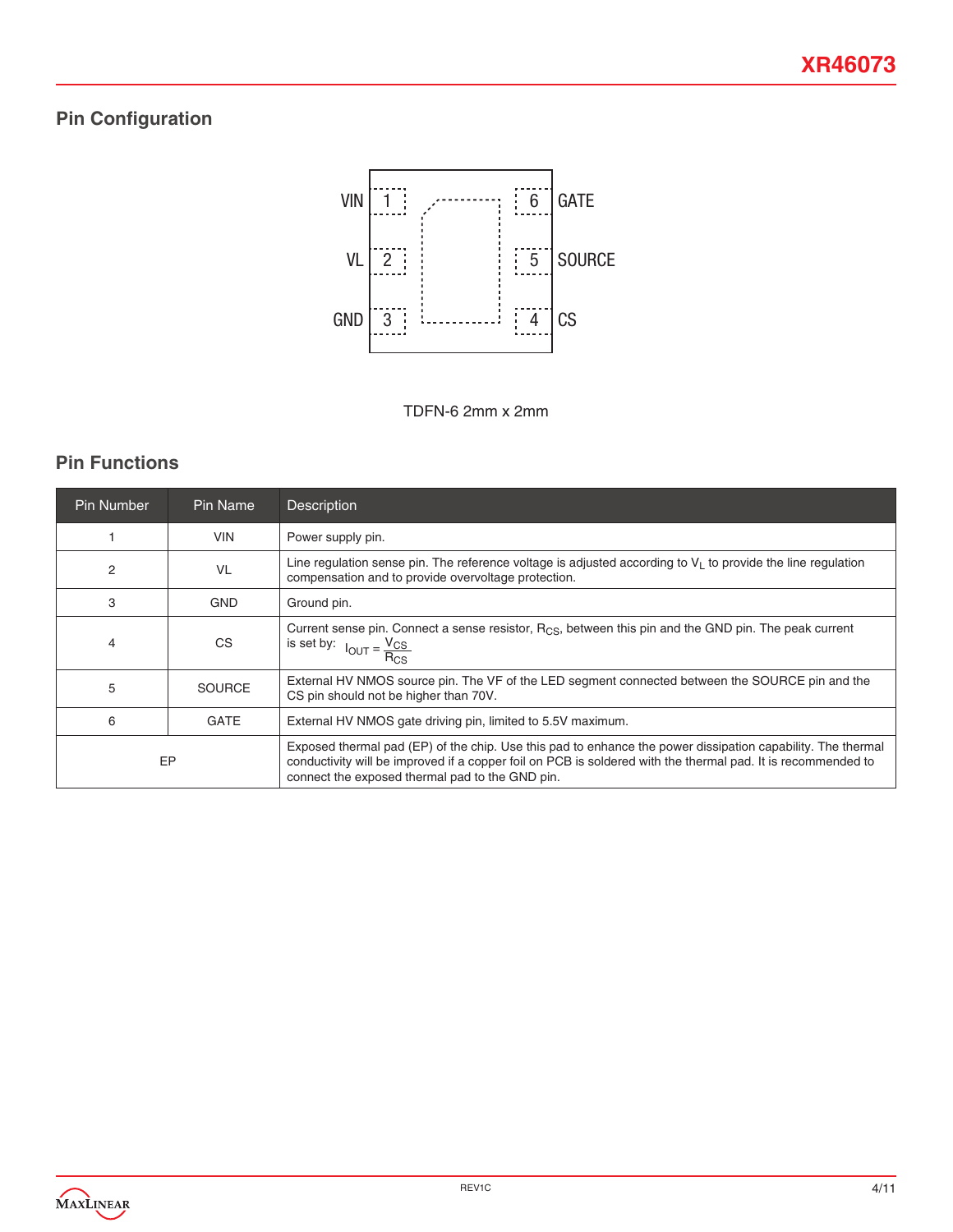## Pin Configuration

VIN 1 — 6 GATE

VL 2 — 5 SOURCE

GND 3 — 4 CS

TDFN-6 2mm x 2mm

## Pin Functions

| Pin Number | Pin Name | Description |
| --- | --- | --- |
| 1 | VIN | Power supply pin. |
| 2 | VL | Line regulation sense pin. The reference voltage is adjusted according to $V_L$ to provide the line regulation compensation and to provide overvoltage protection. |
| 3 | GND | Ground pin. |
| 4 | CS | Current sense pin. Connect a sense resistor, $R_{CS}$, between this pin and the GND pin. The peak current is set by: $I_{OUT} = \frac{V_{CS}}{R_{CS}}$ |
| 5 | SOURCE | External HV NMOS source pin. The VF of the LED segment connected between the SOURCE pin and the CS pin should not be higher than 70V. |
| 6 | GATE | External HV NMOS gate driving pin, limited to 5.5V maximum. |
| EP | | Exposed thermal pad (EP) of the chip. Use this pad to enhance the power dissipation capability. The thermal conductivity will be improved if a copper foil on PCB is soldered with the thermal pad. It is recommended to connect the exposed thermal pad to the GND pin. |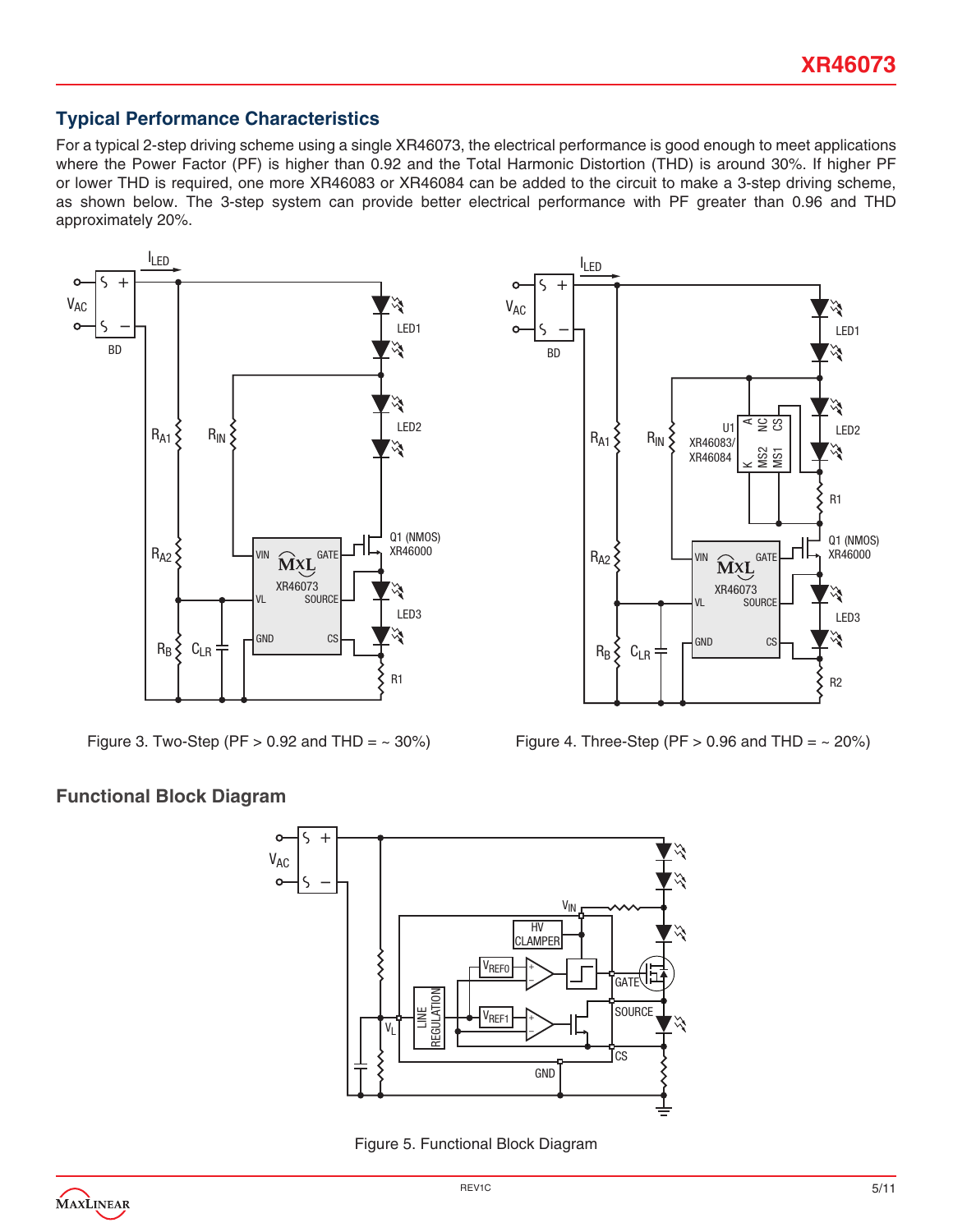## Typical Performance Characteristics

For a typical 2-step driving scheme using a single XR46073, the electrical performance is good enough to meet applications where the Power Factor (PF) is higher than 0.92 and the Total Harmonic Distortion (THD) is around 30%. If higher PF or lower THD is required, one more XR46083 or XR46084 can be added to the circuit to make a 3-step driving scheme, as shown below. The 3-step system can provide better electrical performance with PF greater than 0.96 and THD approximately 20%.

Figure 3. Two-Step (PF > 0.92 and THD = ~ 30%)

Figure 4. Three-Step (PF > 0.96 and THD = ~ 20%)

## Functional Block Diagram

Figure 5. Functional Block Diagram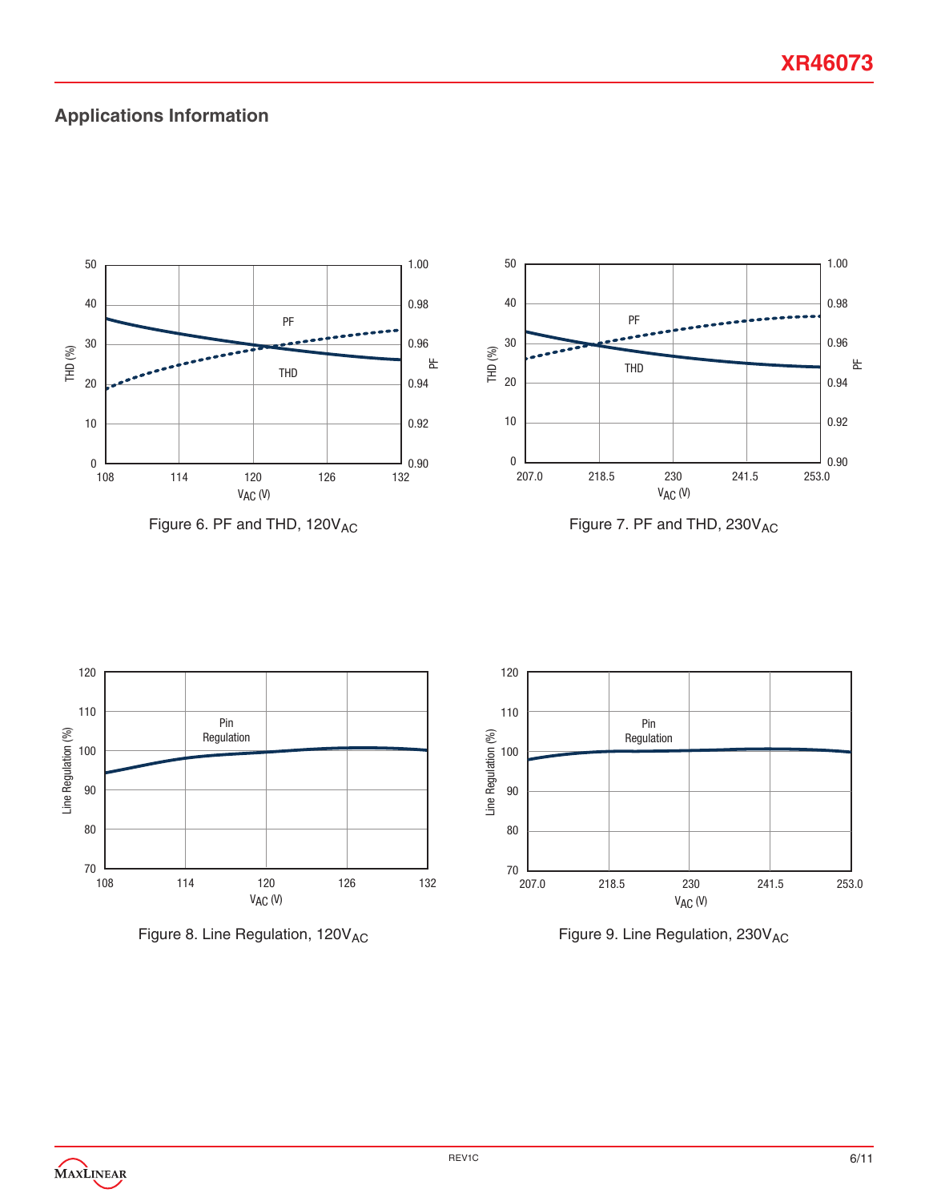## Applications Information

Figure 6. PF and THD, $120V_{AC}$

Figure 7. PF and THD, $230V_{AC}$

Figure 8. Line Regulation, $120V_{AC}$

Figure 9. Line Regulation, $230V_{AC}$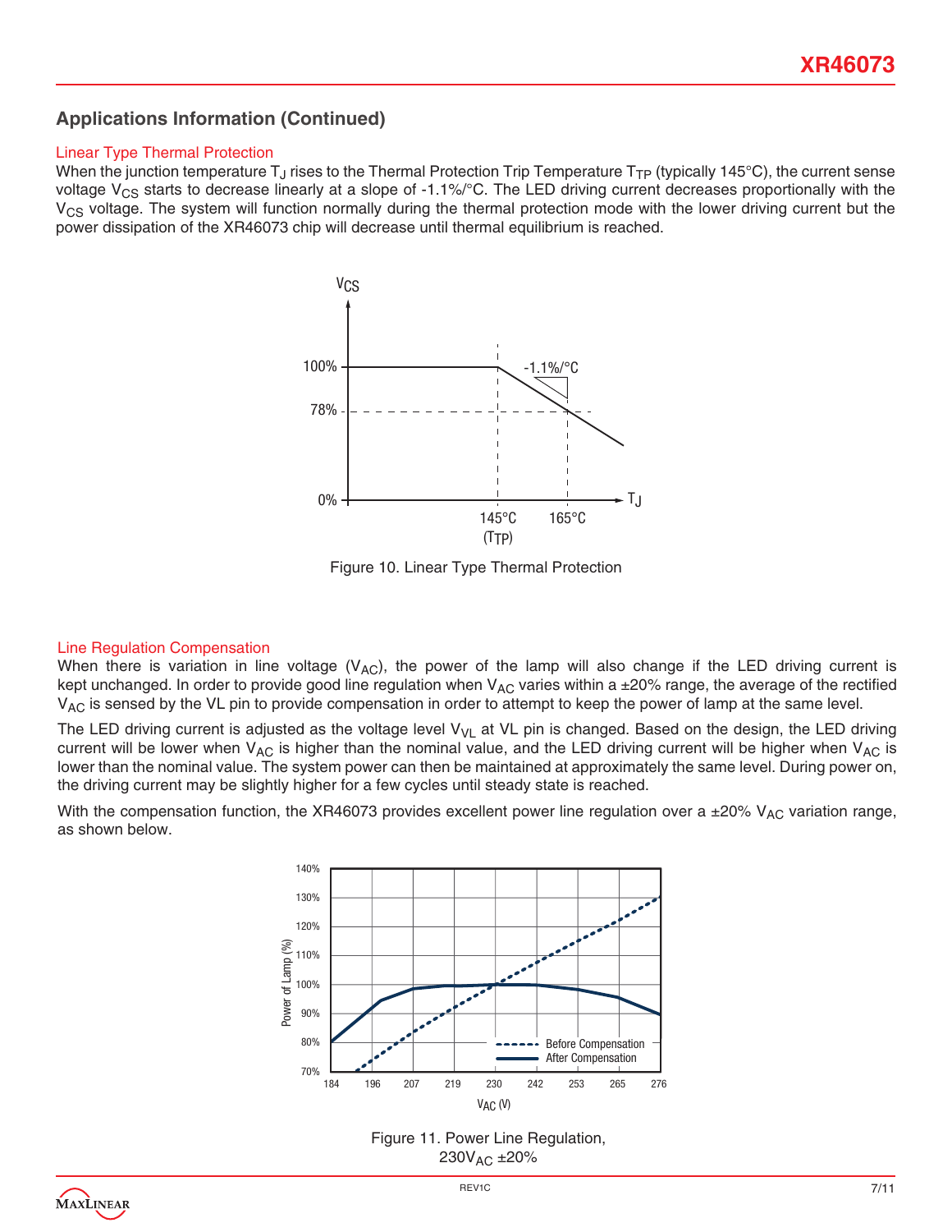## Applications Information (Continued)

### Linear Type Thermal Protection

When the junction temperature $T_J$ rises to the Thermal Protection Trip Temperature $T_{TP}$ (typically 145°C), the current sense voltage $V_{CS}$ starts to decrease linearly at a slope of -1.1%/°C. The LED driving current decreases proportionally with the $V_{CS}$ voltage. The system will function normally during the thermal protection mode with the lower driving current but the power dissipation of the XR46073 chip will decrease until thermal equilibrium is reached.

Figure 10. Linear Type Thermal Protection

### Line Regulation Compensation

When there is variation in line voltage ($V_{AC}$), the power of the lamp will also change if the LED driving current is kept unchanged. In order to provide good line regulation when $V_{AC}$ varies within a ±20% range, the average of the rectified $V_{AC}$ is sensed by the VL pin to provide compensation in order to attempt to keep the power of lamp at the same level.

The LED driving current is adjusted as the voltage level $V_{VL}$ at VL pin is changed. Based on the design, the LED driving current will be lower when $V_{AC}$ is higher than the nominal value, and the LED driving current will be higher when $V_{AC}$ is lower than the nominal value. The system power can then be maintained at approximately the same level. During power on, the driving current may be slightly higher for a few cycles until steady state is reached.

With the compensation function, the XR46073 provides excellent power line regulation over a ±20% $V_{AC}$ variation range, as shown below.

Figure 11. Power Line Regulation, $230V_{AC}$ ±20%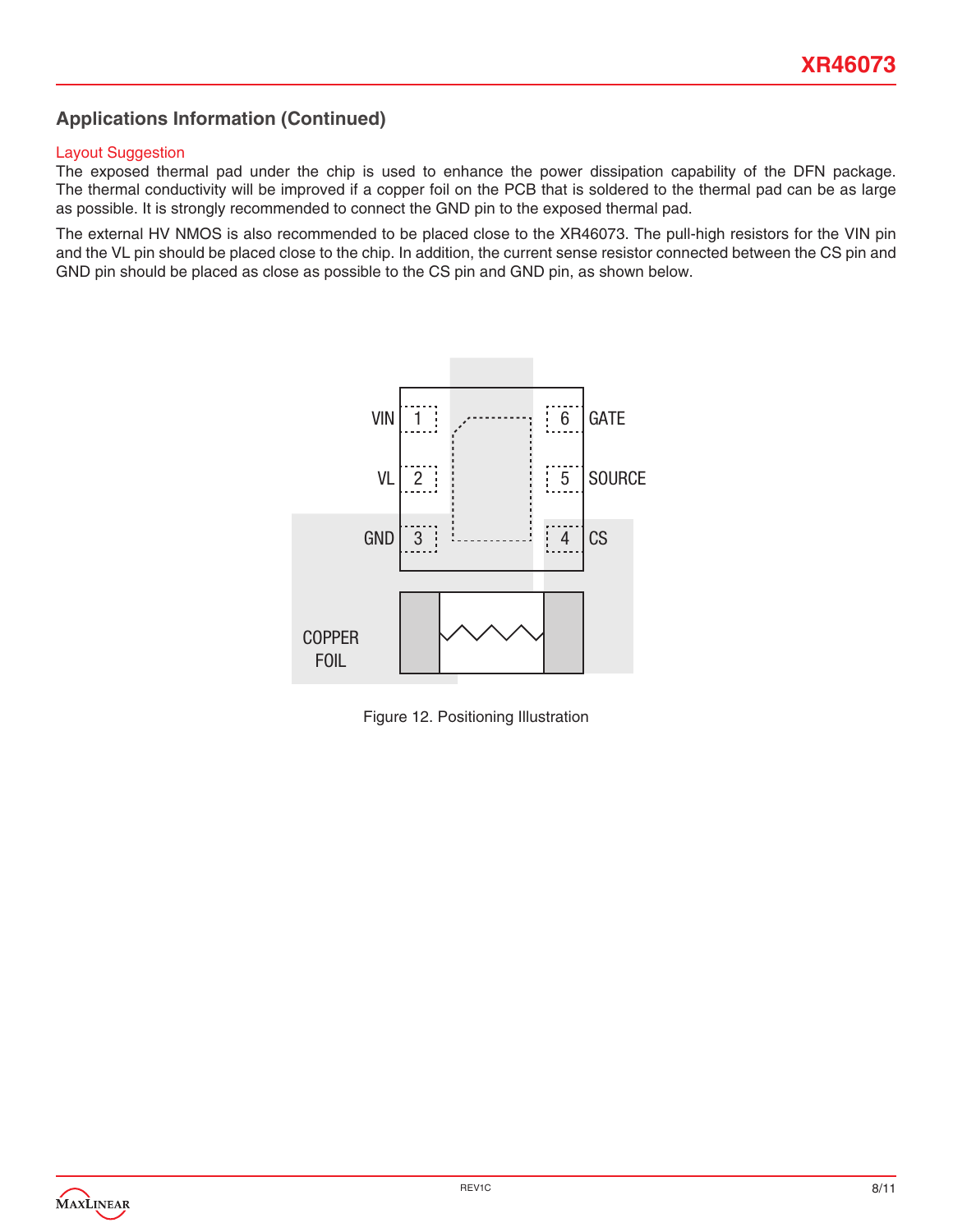## Applications Information (Continued)

### Layout Suggestion

The exposed thermal pad under the chip is used to enhance the power dissipation capability of the DFN package. The thermal conductivity will be improved if a copper foil on the PCB that is soldered to the thermal pad can be as large as possible. It is strongly recommended to connect the GND pin to the exposed thermal pad.

The external HV NMOS is also recommended to be placed close to the XR46073. The pull-high resistors for the VIN pin and the VL pin should be placed close to the chip. In addition, the current sense resistor connected between the CS pin and GND pin should be placed as close as possible to the CS pin and GND pin, as shown below.

Figure 12. Positioning Illustration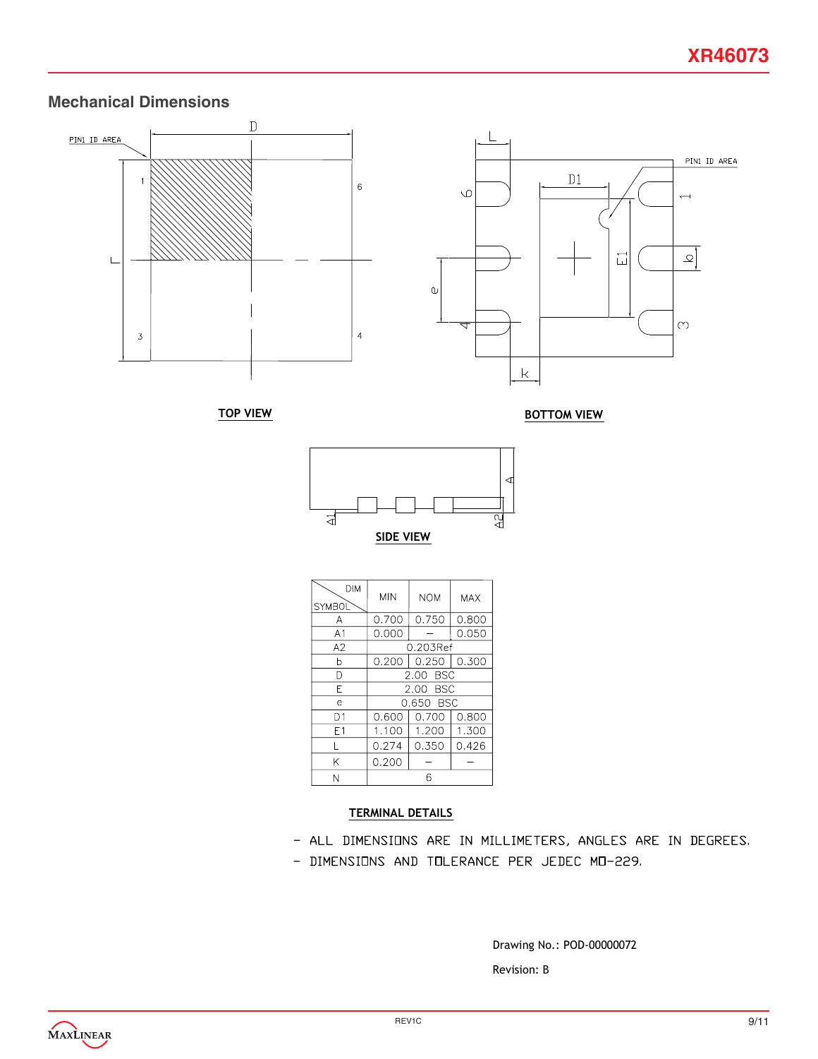## Mechanical Dimensions

TOP VIEW

BOTTOM VIEW

SIDE VIEW

| DIM / SYMBOL | MIN | NOM | MAX |
|---|---|---|---|
| A | 0.700 | 0.750 | 0.800 |
| A1 | 0.000 | – | 0.050 |
| A2 | 0.203Ref | | |
| b | 0.200 | 0.250 | 0.300 |
| D | 2.00 BSC | | |
| E | 2.00 BSC | | |
| e | 0.650 BSC | | |
| D1 | 0.600 | 0.700 | 0.800 |
| E1 | 1.100 | 1.200 | 1.300 |
| L | 0.274 | 0.350 | 0.426 |
| K | 0.200 | – | – |
| N | 6 | | |

TERMINAL DETAILS

- ALL DIMENSIONS ARE IN MILLIMETERS, ANGLES ARE IN DEGREES.
- DIMENSIONS AND TOLERANCE PER JEDEC MO-229.

Drawing No.: POD-00000072

Revision: B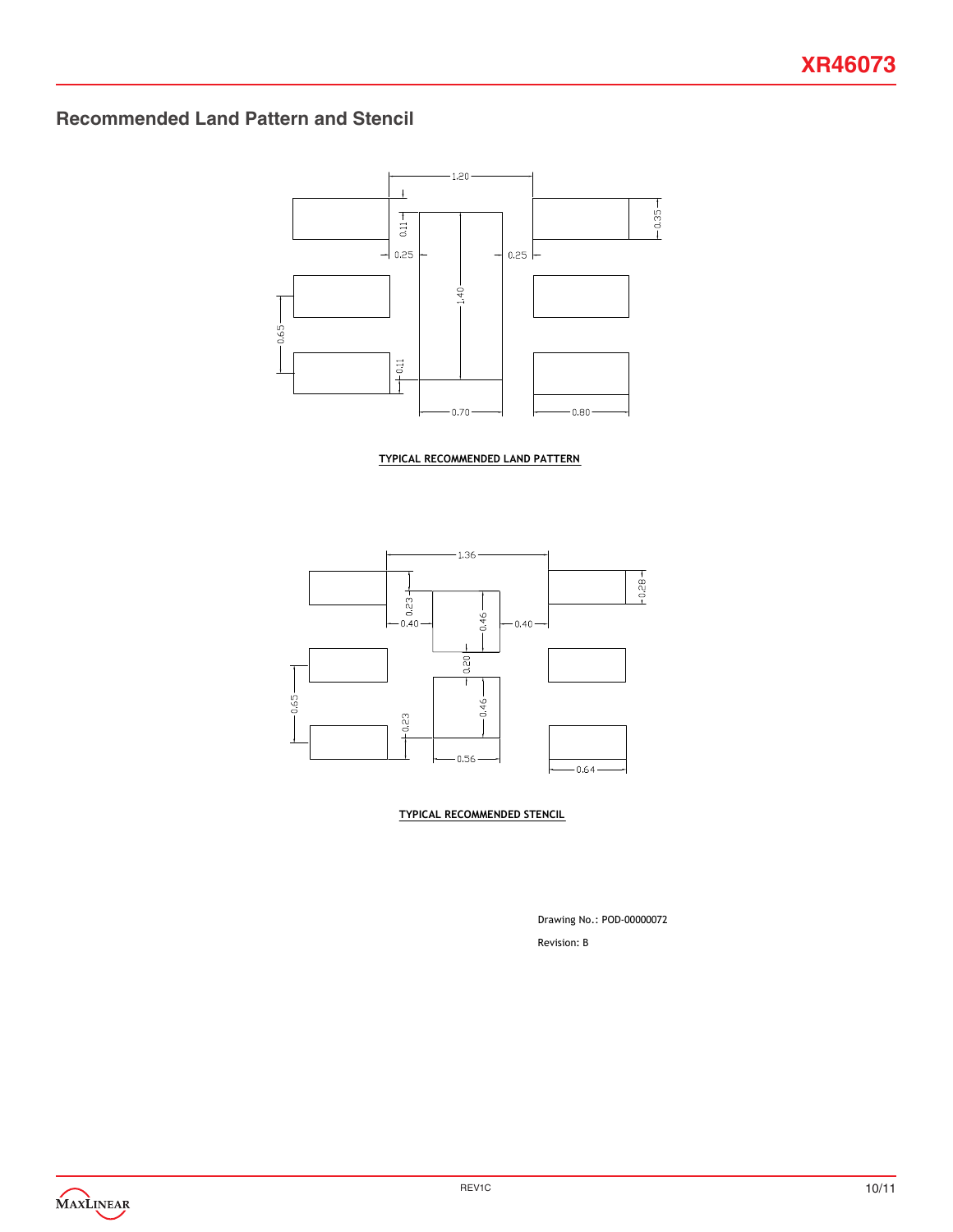## Recommended Land Pattern and Stencil

1.20

0.11

0.35

0.25

0.25

1.40

0.65

0.11

0.70

0.80

**TYPICAL RECOMMENDED LAND PATTERN**

1.36

0.23

0.28

0.40

0.46

0.40

0.20

0.65

0.46

0.23

0.56

0.64

**TYPICAL RECOMMENDED STENCIL**

Drawing No.: POD-00000072

Revision: B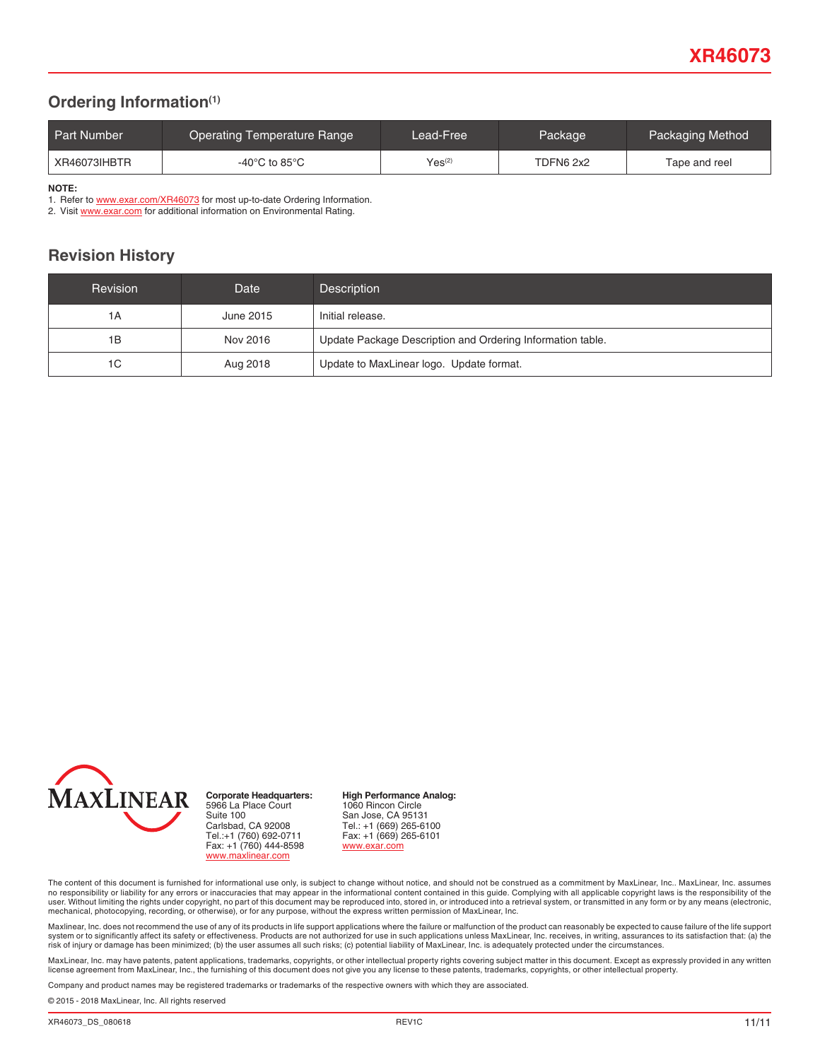## Ordering Information[1]

| Part Number | Operating Temperature Range | Lead-Free | Package | Packaging Method |
|---|---|---|---|---|
| XR46073IHBTR | -40°C to 85°C | Yes[2] | TDFN6 2x2 | Tape and reel |

**NOTE:**
1. Refer to www.exar.com/XR46073 for most up-to-date Ordering Information.
2. Visit www.exar.com for additional information on Environmental Rating.

## Revision History

| Revision | Date | Description |
|---|---|---|
| 1A | June 2015 | Initial release. |
| 1B | Nov 2016 | Update Package Description and Ordering Information table. |
| 1C | Aug 2018 | Update to MaxLinear logo. Update format. |

**Corporate Headquarters:**
5966 La Place Court
Suite 100
Carlsbad, CA 92008
Tel.:+1 (760) 692-0711
Fax: +1 (760) 444-8598
www.maxlinear.com

**High Performance Analog:**
1060 Rincon Circle
San Jose, CA 95131
Tel.: +1 (669) 265-6100
Fax: +1 (669) 265-6101
www.exar.com

The content of this document is furnished for informational use only, is subject to change without notice, and should not be construed as a commitment by MaxLinear, Inc.. MaxLinear, Inc. assumes no responsibility or liability for any errors or inaccuracies that may appear in the informational content contained in this guide. Complying with all applicable copyright laws is the responsibility of the user. Without limiting the rights under copyright, no part of this document may be reproduced into, stored in, or introduced into a retrieval system, or transmitted in any form or by any means (electronic, mechanical, photocopying, recording, or otherwise), or for any purpose, without the express written permission of MaxLinear, Inc.

Maxlinear, Inc. does not recommend the use of any of its products in life support applications where the failure or malfunction of the product can reasonably be expected to cause failure of the life support system or to significantly affect its safety or effectiveness. Products are not authorized for use in such applications unless MaxLinear, Inc. receives, in writing, assurances to its satisfaction that: (a) the risk of injury or damage has been minimized; (b) the user assumes all such risks; (c) potential liability of MaxLinear, Inc. is adequately protected under the circumstances.

MaxLinear, Inc. may have patents, patent applications, trademarks, copyrights, or other intellectual property rights covering subject matter in this document. Except as expressly provided in any written license agreement from MaxLinear, Inc., the furnishing of this document does not give you any license to these patents, trademarks, copyrights, or other intellectual property.

Company and product names may be registered trademarks or trademarks of the respective owners with which they are associated.

© 2015 - 2018 MaxLinear, Inc. All rights reserved